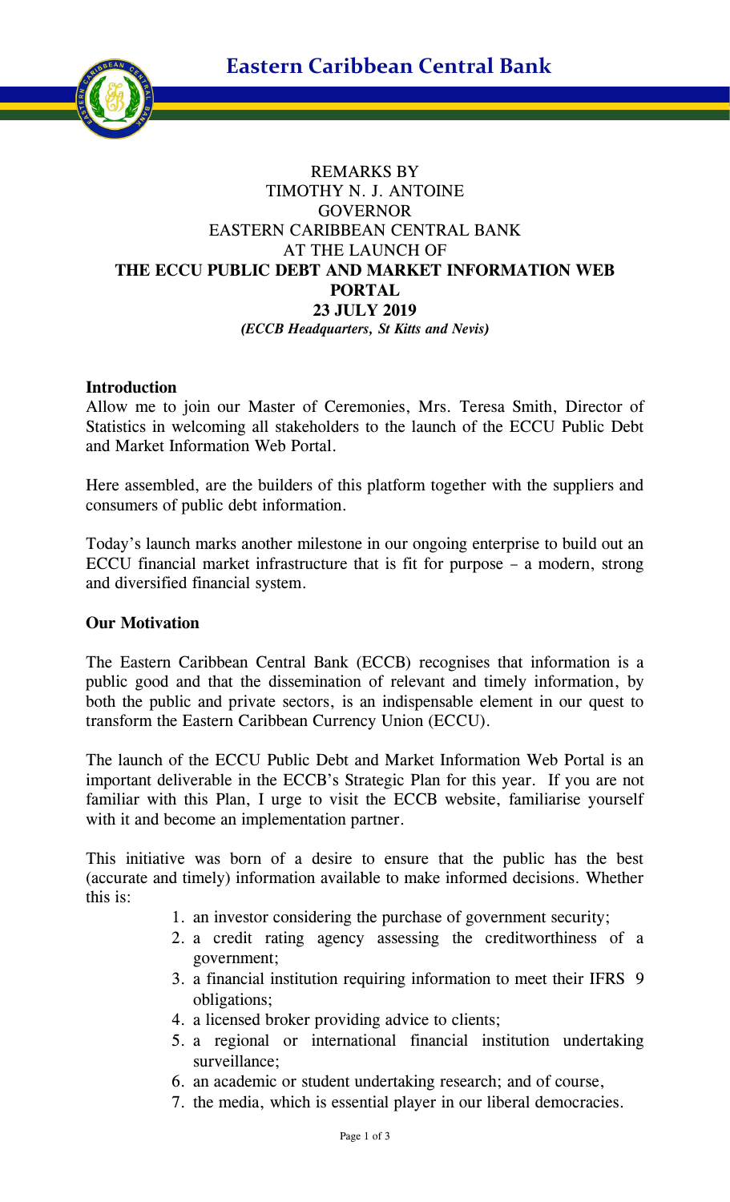**Eastern Caribbean Central Bank**

REMARKS BY
TIMOTHY N. J. ANTOINE
GOVERNOR
EASTERN CARIBBEAN CENTRAL BANK
AT THE LAUNCH OF
**THE ECCU PUBLIC DEBT AND MARKET INFORMATION WEB PORTAL**
**23 JULY 2019**
***(ECCB Headquarters, St Kitts and Nevis)***

## Introduction

Allow me to join our Master of Ceremonies, Mrs. Teresa Smith, Director of Statistics in welcoming all stakeholders to the launch of the ECCU Public Debt and Market Information Web Portal.

Here assembled, are the builders of this platform together with the suppliers and consumers of public debt information.

Today's launch marks another milestone in our ongoing enterprise to build out an ECCU financial market infrastructure that is fit for purpose – a modern, strong and diversified financial system.

## Our Motivation

The Eastern Caribbean Central Bank (ECCB) recognises that information is a public good and that the dissemination of relevant and timely information, by both the public and private sectors, is an indispensable element in our quest to transform the Eastern Caribbean Currency Union (ECCU).

The launch of the ECCU Public Debt and Market Information Web Portal is an important deliverable in the ECCB's Strategic Plan for this year. If you are not familiar with this Plan, I urge to visit the ECCB website, familiarise yourself with it and become an implementation partner.

This initiative was born of a desire to ensure that the public has the best (accurate and timely) information available to make informed decisions. Whether this is:

1. an investor considering the purchase of government security;
2. a credit rating agency assessing the creditworthiness of a government;
3. a financial institution requiring information to meet their IFRS 9 obligations;
4. a licensed broker providing advice to clients;
5. a regional or international financial institution undertaking surveillance;
6. an academic or student undertaking research; and of course,
7. the media, which is essential player in our liberal democracies.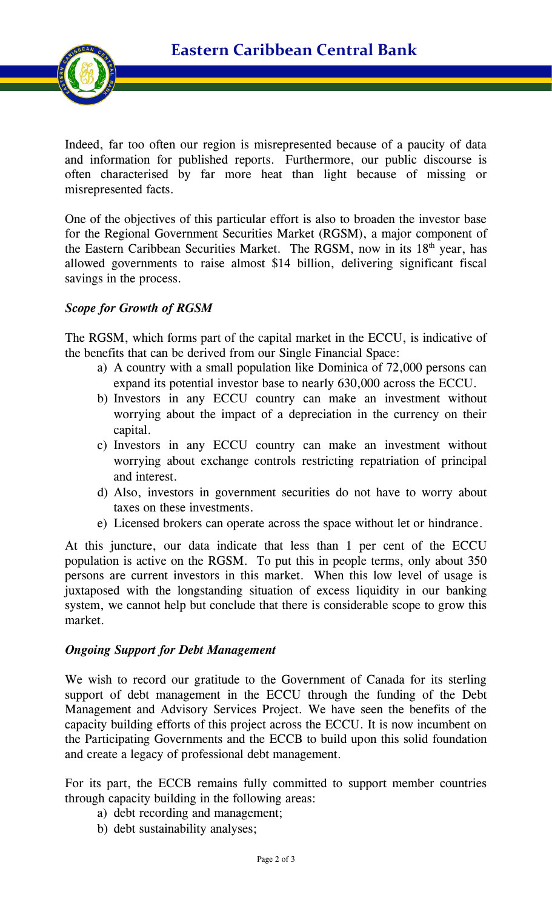Indeed, far too often our region is misrepresented because of a paucity of data and information for published reports. Furthermore, our public discourse is often characterised by far more heat than light because of missing or misrepresented facts.

One of the objectives of this particular effort is also to broaden the investor base for the Regional Government Securities Market (RGSM), a major component of the Eastern Caribbean Securities Market. The RGSM, now in its 18th year, has allowed governments to raise almost $14 billion, delivering significant fiscal savings in the process.

### *Scope for Growth of RGSM*

The RGSM, which forms part of the capital market in the ECCU, is indicative of the benefits that can be derived from our Single Financial Space:

a) A country with a small population like Dominica of 72,000 persons can expand its potential investor base to nearly 630,000 across the ECCU.
b) Investors in any ECCU country can make an investment without worrying about the impact of a depreciation in the currency on their capital.
c) Investors in any ECCU country can make an investment without worrying about exchange controls restricting repatriation of principal and interest.
d) Also, investors in government securities do not have to worry about taxes on these investments.
e) Licensed brokers can operate across the space without let or hindrance.

At this juncture, our data indicate that less than 1 per cent of the ECCU population is active on the RGSM. To put this in people terms, only about 350 persons are current investors in this market. When this low level of usage is juxtaposed with the longstanding situation of excess liquidity in our banking system, we cannot help but conclude that there is considerable scope to grow this market.

### *Ongoing Support for Debt Management*

We wish to record our gratitude to the Government of Canada for its sterling support of debt management in the ECCU through the funding of the Debt Management and Advisory Services Project. We have seen the benefits of the capacity building efforts of this project across the ECCU. It is now incumbent on the Participating Governments and the ECCB to build upon this solid foundation and create a legacy of professional debt management.

For its part, the ECCB remains fully committed to support member countries through capacity building in the following areas:

a) debt recording and management;
b) debt sustainability analyses;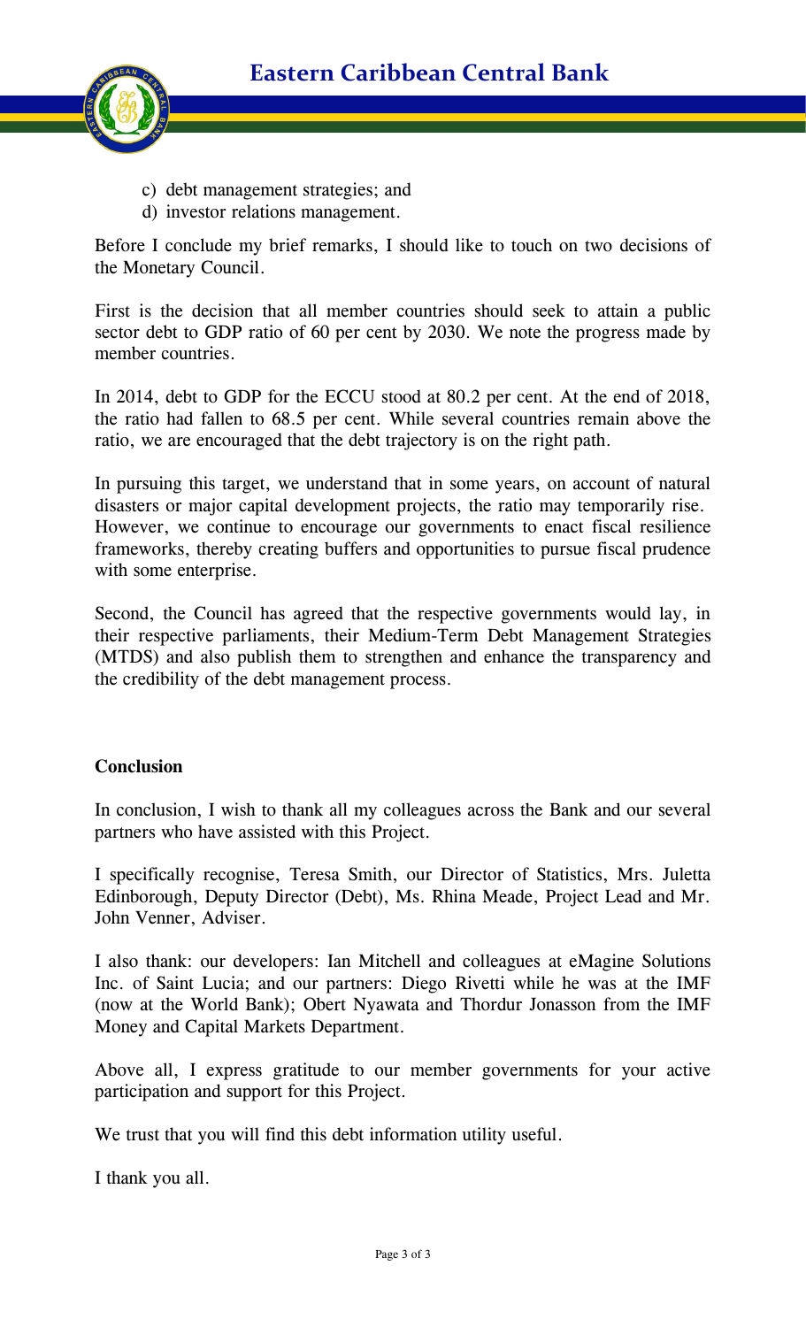c) debt management strategies; and
d) investor relations management.

Before I conclude my brief remarks, I should like to touch on two decisions of the Monetary Council.

First is the decision that all member countries should seek to attain a public sector debt to GDP ratio of 60 per cent by 2030. We note the progress made by member countries.

In 2014, debt to GDP for the ECCU stood at 80.2 per cent. At the end of 2018, the ratio had fallen to 68.5 per cent. While several countries remain above the ratio, we are encouraged that the debt trajectory is on the right path.

In pursuing this target, we understand that in some years, on account of natural disasters or major capital development projects, the ratio may temporarily rise. However, we continue to encourage our governments to enact fiscal resilience frameworks, thereby creating buffers and opportunities to pursue fiscal prudence with some enterprise.

Second, the Council has agreed that the respective governments would lay, in their respective parliaments, their Medium-Term Debt Management Strategies (MTDS) and also publish them to strengthen and enhance the transparency and the credibility of the debt management process.

**Conclusion**

In conclusion, I wish to thank all my colleagues across the Bank and our several partners who have assisted with this Project.

I specifically recognise, Teresa Smith, our Director of Statistics, Mrs. Juletta Edinborough, Deputy Director (Debt), Ms. Rhina Meade, Project Lead and Mr. John Venner, Adviser.

I also thank: our developers: Ian Mitchell and colleagues at eMagine Solutions Inc. of Saint Lucia; and our partners: Diego Rivetti while he was at the IMF (now at the World Bank); Obert Nyawata and Thordur Jonasson from the IMF Money and Capital Markets Department.

Above all, I express gratitude to our member governments for your active participation and support for this Project.

We trust that you will find this debt information utility useful.

I thank you all.